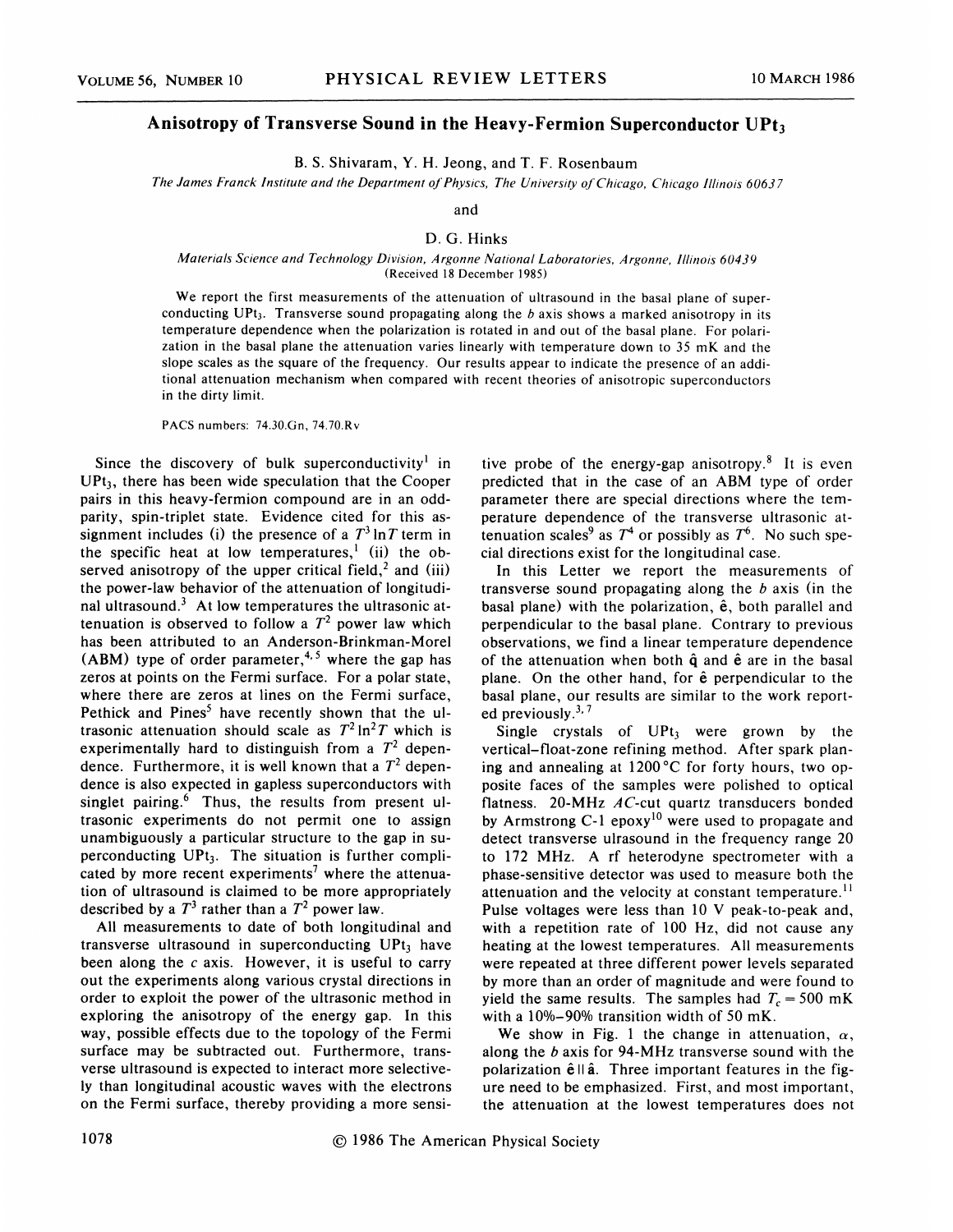# Anisotropy of Transverse Sound in the Heavy-Fermion Superconductor $UPt_3$

B. S. Shivaram, Y. H. Jeong, and T. F. Rosenbaum

*The James Franck Institute and the Department of Physics, The University of Chicago, Chicago Illinois 60637*

and

D. G. Hinks

*Materials Science and Technology Division, Argonne National Laboratories, Argonne, Illinois 60439*
(Received 18 December 1985)

We report the first measurements of the attenuation of ultrasound in the basal plane of superconducting $UPt_3$. Transverse sound propagating along the $b$ axis shows a marked anisotropy in its temperature dependence when the polarization is rotated in and out of the basal plane. For polarization in the basal plane the attenuation varies linearly with temperature down to 35 mK and the slope scales as the square of the frequency. Our results appear to indicate the presence of an additional attenuation mechanism when compared with recent theories of anisotropic superconductors in the dirty limit.

PACS numbers: 74.30.Gn, 74.70.Rv

Since the discovery of bulk superconductivity[1] in $UPt_3$, there has been wide speculation that the Cooper pairs in this heavy-fermion compound are in an odd-parity, spin-triplet state. Evidence cited for this assignment includes (i) the presence of a $T^3 \ln T$ term in the specific heat at low temperatures,[1] (ii) the observed anisotropy of the upper critical field,[2] and (iii) the power-law behavior of the attenuation of longitudinal ultrasound.[3] At low temperatures the ultrasonic attenuation is observed to follow a $T^2$ power law which has been attributed to an Anderson-Brinkman-Morel (ABM) type of order parameter,[4,5] where the gap has zeros at points on the Fermi surface. For a polar state, where there are zeros at lines on the Fermi surface, Pethick and Pines[5] have recently shown that the ultrasonic attenuation should scale as $T^2 \ln^2 T$ which is experimentally hard to distinguish from a $T^2$ dependence. Furthermore, it is well known that a $T^2$ dependence is also expected in gapless superconductors with singlet pairing.[6] Thus, the results from present ultrasonic experiments do not permit one to assign unambiguously a particular structure to the gap in superconducting $UPt_3$. The situation is further complicated by more recent experiments[7] where the attenuation of ultrasound is claimed to be more appropriately described by a $T^3$ rather than a $T^2$ power law.

All measurements to date of both longitudinal and transverse ultrasound in superconducting $UPt_3$ have been along the $c$ axis. However, it is useful to carry out the experiments along various crystal directions in order to exploit the power of the ultrasonic method in exploring the anisotropy of the energy gap. In this way, possible effects due to the topology of the Fermi surface may be subtracted out. Furthermore, transverse ultrasound is expected to interact more selectively than longitudinal acoustic waves with the electrons on the Fermi surface, thereby providing a more sensitive probe of the energy-gap anisotropy.[8] It is even predicted that in the case of an ABM type of order parameter there are special directions where the temperature dependence of the transverse ultrasonic attenuation scales[9] as $T^4$ or possibly as $T^6$. No such special directions exist for the longitudinal case.

In this Letter we report the measurements of transverse sound propagating along the $b$ axis (in the basal plane) with the polarization, $\hat{e}$, both parallel and perpendicular to the basal plane. Contrary to previous observations, we find a linear temperature dependence of the attenuation when both $\hat{q}$ and $\hat{e}$ are in the basal plane. On the other hand, for $\hat{e}$ perpendicular to the basal plane, our results are similar to the work reported previously.[3,7]

Single crystals of $UPt_3$ were grown by the vertical-float-zone refining method. After spark planing and annealing at 1200 °C for forty hours, two opposite faces of the samples were polished to optical flatness. 20-MHz *AC*-cut quartz transducers bonded by Armstrong C-1 epoxy[10] were used to propagate and detect transverse ultrasound in the frequency range 20 to 172 MHz. A rf heterodyne spectrometer with a phase-sensitive detector was used to measure both the attenuation and the velocity at constant temperature.[11] Pulse voltages were less than 10 V peak-to-peak and, with a repetition rate of 100 Hz, did not cause any heating at the lowest temperatures. All measurements were repeated at three different power levels separated by more than an order of magnitude and were found to yield the same results. The samples had $T_c = 500$ mK with a 10%–90% transition width of 50 mK.

We show in Fig. 1 the change in attenuation, $\alpha$, along the $b$ axis for 94-MHz transverse sound with the polarization $\hat{e} \parallel \hat{a}$. Three important features in the figure need to be emphasized. First, and most important, the attenuation at the lowest temperatures does not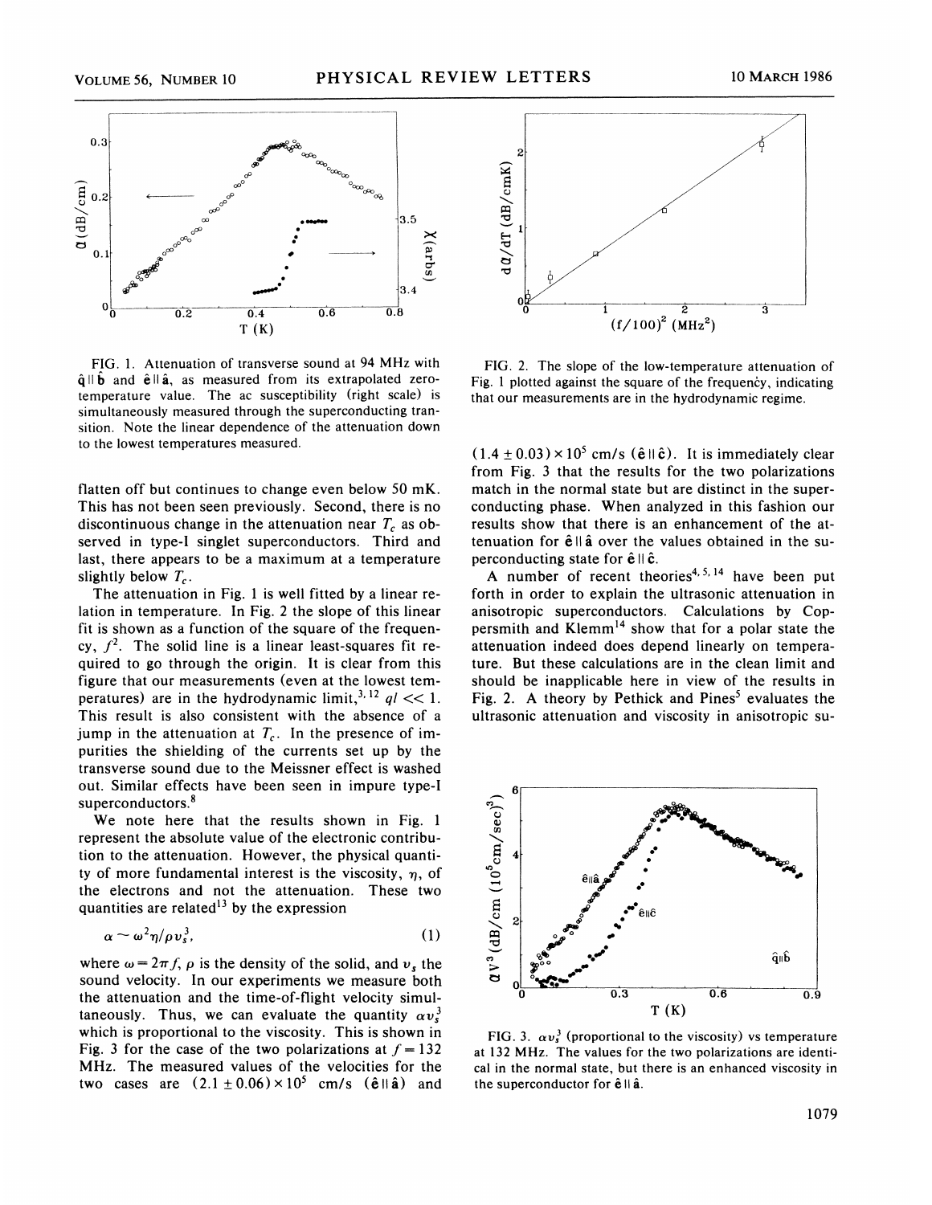FIG. 1. Attenuation of transverse sound at 94 MHz with $\hat{\mathbf{q}} \parallel \hat{\mathbf{b}}$ and $\hat{\mathbf{e}} \parallel \hat{\mathbf{a}}$, as measured from its extrapolated zero-temperature value. The ac susceptibility (right scale) is simultaneously measured through the superconducting transition. Note the linear dependence of the attenuation down to the lowest temperatures measured.

FIG. 2. The slope of the low-temperature attenuation of Fig. 1 plotted against the square of the frequency, indicating that our measurements are in the hydrodynamic regime.

flatten off but continues to change even below 50 mK. This has not been seen previously. Second, there is no discontinuous change in the attenuation near $T_c$ as observed in type-I singlet superconductors. Third and last, there appears to be a maximum at a temperature slightly below $T_c$.

The attenuation in Fig. 1 is well fitted by a linear relation in temperature. In Fig. 2 the slope of this linear fit is shown as a function of the square of the frequency, $f^2$. The solid line is a linear least-squares fit required to go through the origin. It is clear from this figure that our measurements (even at the lowest temperatures) are in the hydrodynamic limit,[3,12] $ql \ll 1$. This result is also consistent with the absence of a jump in the attenuation at $T_c$. In the presence of impurities the shielding of the currents set up by the transverse sound due to the Meissner effect is washed out. Similar effects have been seen in impure type-I superconductors.[8]

We note here that the results shown in Fig. 1 represent the absolute value of the electronic contribution to the attenuation. However, the physical quantity of more fundamental interest is the viscosity, $\eta$, of the electrons and not the attenuation. These two quantities are related[13] by the expression

$$\alpha \sim \omega^2 \eta / \rho v_s^3, \tag{1}$$

where $\omega = 2\pi f$, $\rho$ is the density of the solid, and $v_s$ the sound velocity. In our experiments we measure both the attenuation and the time-of-flight velocity simultaneously. Thus, we can evaluate the quantity $\alpha v_s^3$ which is proportional to the viscosity. This is shown in Fig. 3 for the case of the two polarizations at $f = 132$ MHz. The measured values of the velocities for the two cases are $(2.1 \pm 0.06) \times 10^5$ cm/s ($\hat{\mathbf{e}} \parallel \hat{\mathbf{a}}$) and $(1.4 \pm 0.03) \times 10^5$ cm/s ($\hat{\mathbf{e}} \parallel \hat{\mathbf{c}}$). It is immediately clear from Fig. 3 that the results for the two polarizations match in the normal state but are distinct in the superconducting phase. When analyzed in this fashion our results show that there is an enhancement of the attenuation for $\hat{\mathbf{e}} \parallel \hat{\mathbf{a}}$ over the values obtained in the superconducting state for $\hat{\mathbf{e}} \parallel \hat{\mathbf{c}}$.

A number of recent theories[4,5,14] have been put forth in order to explain the ultrasonic attenuation in anisotropic superconductors. Calculations by Coppersmith and Klemm[14] show that for a polar state the attenuation indeed does depend linearly on temperature. But these calculations are in the clean limit and should be inapplicable here in view of the results in Fig. 2. A theory by Pethick and Pines[5] evaluates the ultrasonic attenuation and viscosity in anisotropic su-

FIG. 3. $\alpha v_s^3$ (proportional to the viscosity) vs temperature at 132 MHz. The values for the two polarizations are identical in the normal state, but there is an enhanced viscosity in the superconductor for $\hat{\mathbf{e}} \parallel \hat{\mathbf{a}}$.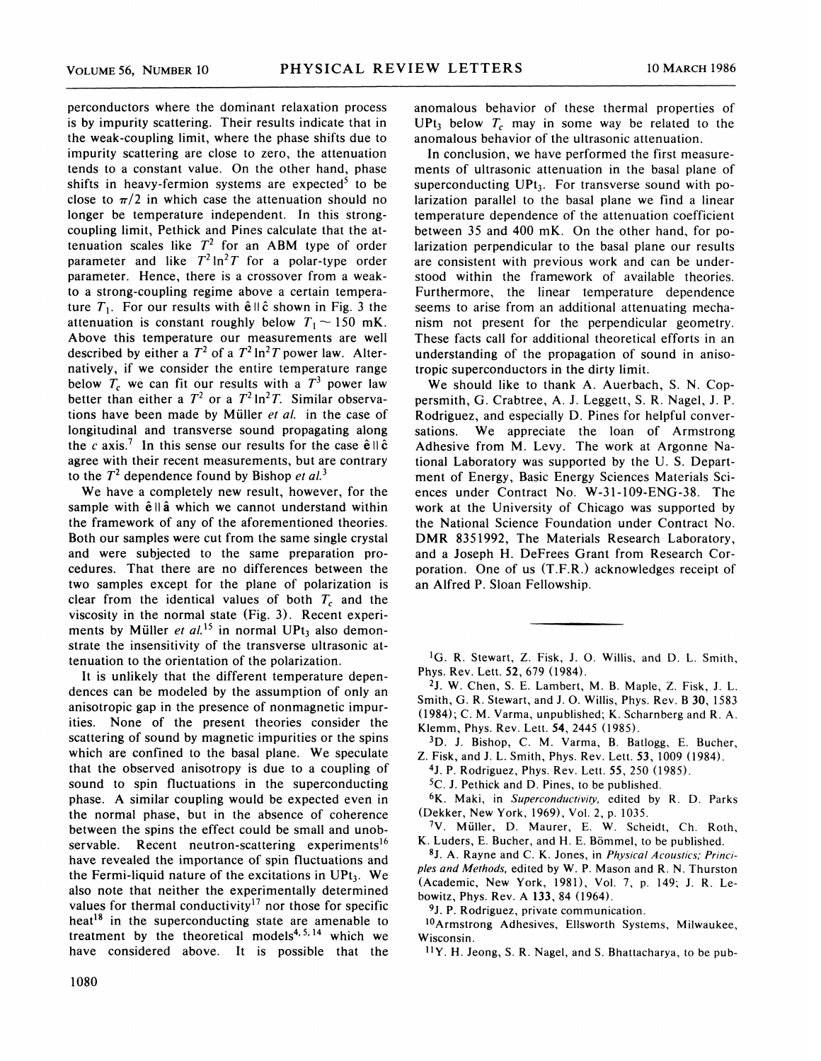perconductors where the dominant relaxation process is by impurity scattering. Their results indicate that in the weak-coupling limit, where the phase shifts due to impurity scattering are close to zero, the attenuation tends to a constant value. On the other hand, phase shifts in heavy-fermion systems are expected[5] to be close to $\pi/2$ in which case the attenuation should no longer be temperature independent. In this strong-coupling limit, Pethick and Pines calculate that the attenuation scales like $T^2$ for an ABM type of order parameter and like $T^2 \ln^2 T$ for a polar-type order parameter. Hence, there is a crossover from a weak- to a strong-coupling regime above a certain temperature $T_1$. For our results with $\hat{\mathbf{e}} \parallel \hat{\mathbf{c}}$ shown in Fig. 3 the attenuation is constant roughly below $T_1 \sim 150$ mK. Above this temperature our measurements are well described by either a $T^2$ of a $T^2 \ln^2 T$ power law. Alternatively, if we consider the entire temperature range below $T_c$ we can fit our results with a $T^3$ power law better than either a $T^2$ or a $T^2 \ln^2 T$. Similar observations have been made by Müller *et al.* in the case of longitudinal and transverse sound propagating along the *c* axis.[7] In this sense our results for the case $\hat{\mathbf{e}} \parallel \hat{\mathbf{c}}$ agree with their recent measurements, but are contrary to the $T^2$ dependence found by Bishop *et al.*[3]

We have a completely new result, however, for the sample with $\hat{\mathbf{e}} \parallel \hat{\mathbf{a}}$ which we cannot understand within the framework of any of the aforementioned theories. Both our samples were cut from the same single crystal and were subjected to the same preparation procedures. That there are no differences between the two samples except for the plane of polarization is clear from the identical values of both $T_c$ and the viscosity in the normal state (Fig. 3). Recent experiments by Müller *et al.*[15] in normal $UPt_3$ also demonstrate the insensitivity of the transverse ultrasonic attenuation to the orientation of the polarization.

It is unlikely that the different temperature dependences can be modeled by the assumption of only an anisotropic gap in the presence of nonmagnetic impurities. None of the present theories consider the scattering of sound by magnetic impurities or the spins which are confined to the basal plane. We speculate that the observed anisotropy is due to a coupling of sound to spin fluctuations in the superconducting phase. A similar coupling would be expected even in the normal phase, but in the absence of coherence between the spins the effect could be small and unobservable. Recent neutron-scattering experiments[16] have revealed the importance of spin fluctuations and the Fermi-liquid nature of the excitations in $UPt_3$. We also note that neither the experimentally determined values for thermal conductivity[17] nor those for specific heat[18] in the superconducting state are amenable to treatment by the theoretical models[4,5,14] which we have considered above. It is possible that the anomalous behavior of these thermal properties of $UPt_3$ below $T_c$ may in some way be related to the anomalous behavior of the ultrasonic attenuation.

In conclusion, we have performed the first measurements of ultrasonic attenuation in the basal plane of superconducting $UPt_3$. For transverse sound with polarization parallel to the basal plane we find a linear temperature dependence of the attenuation coefficient between 35 and 400 mK. On the other hand, for polarization perpendicular to the basal plane our results are consistent with previous work and can be understood within the framework of available theories. Furthermore, the linear temperature dependence seems to arise from an additional attenuating mechanism not present for the perpendicular geometry. These facts call for additional theoretical efforts in an understanding of the propagation of sound in anisotropic superconductors in the dirty limit.

We should like to thank A. Auerbach, S. N. Coppersmith, G. Crabtree, A. J. Leggett, S. R. Nagel, J. P. Rodriguez, and especially D. Pines for helpful conversations. We appreciate the loan of Armstrong Adhesive from M. Levy. The work at Argonne National Laboratory was supported by the U. S. Department of Energy, Basic Energy Sciences Materials Sciences under Contract No. W-31-109-ENG-38. The work at the University of Chicago was supported by the National Science Foundation under Contract No. DMR 8351992, The Materials Research Laboratory, and a Joseph H. DeFrees Grant from Research Corporation. One of us (T.F.R.) acknowledges receipt of an Alfred P. Sloan Fellowship.

---

[1] G. R. Stewart, Z. Fisk, J. O. Willis, and D. L. Smith, Phys. Rev. Lett. **52**, 679 (1984).

[2] J. W. Chen, S. E. Lambert, M. B. Maple, Z. Fisk, J. L. Smith, G. R. Stewart, and J. O. Willis, Phys. Rev. B **30**, 1583 (1984); C. M. Varma, unpublished; K. Scharnberg and R. A. Klemm, Phys. Rev. Lett. **54**, 2445 (1985).

[3] D. J. Bishop, C. M. Varma, B. Batlogg, E. Bucher, Z. Fisk, and J. L. Smith, Phys. Rev. Lett. **53**, 1009 (1984).

[4] J. P. Rodriguez, Phys. Rev. Lett. **55**, 250 (1985).

[5] C. J. Pethick and D. Pines, to be published.

[6] K. Maki, in *Superconductivity*, edited by R. D. Parks (Dekker, New York, 1969), Vol. 2, p. 1035.

[7] V. Müller, D. Maurer, E. W. Scheidt, Ch. Roth, K. Luders, E. Bucher, and H. E. Bömmel, to be published.

[8] J. A. Rayne and C. K. Jones, in *Physical Acoustics; Principles and Methods*, edited by W. P. Mason and R. N. Thurston (Academic, New York, 1981), Vol. 7, p. 149; J. R. Lebowitz, Phys. Rev. A **133**, 84 (1964).

[9] J. P. Rodriguez, private communication.

[10] Armstrong Adhesives, Ellsworth Systems, Milwaukee, Wisconsin.

[11] Y. H. Jeong, S. R. Nagel, and S. Bhattacharya, to be pub-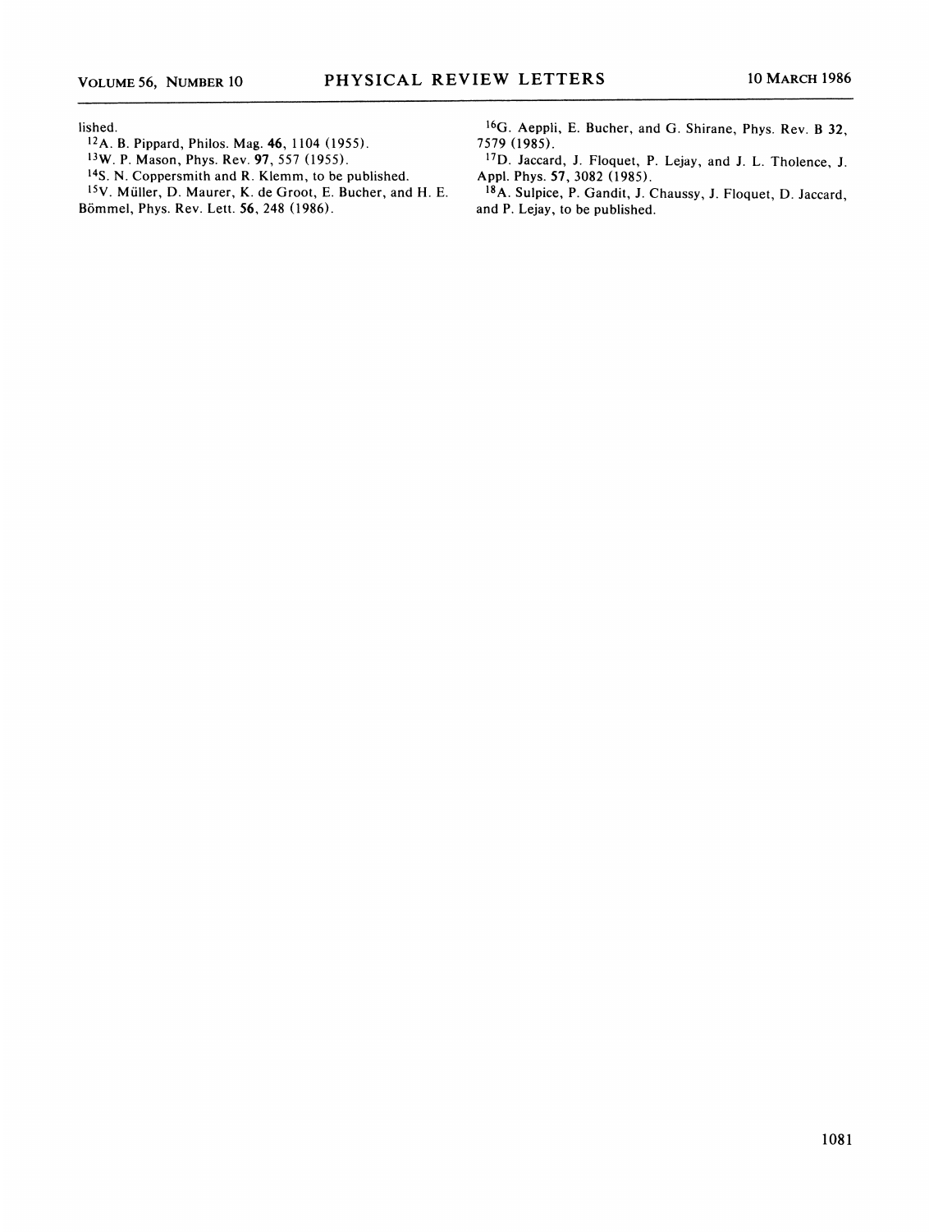lished.

[12]A. B. Pippard, Philos. Mag. **46**, 1104 (1955).

[13]W. P. Mason, Phys. Rev. **97**, 557 (1955).

[14]S. N. Coppersmith and R. Klemm, to be published.

[15]V. Müller, D. Maurer, K. de Groot, E. Bucher, and H. E. Bömmel, Phys. Rev. Lett. **56**, 248 (1986).

[16]G. Aeppli, E. Bucher, and G. Shirane, Phys. Rev. B **32**, 7579 (1985).

[17]D. Jaccard, J. Floquet, P. Lejay, and J. L. Tholence, J. Appl. Phys. **57**, 3082 (1985).

[18]A. Sulpice, P. Gandit, J. Chaussy, J. Floquet, D. Jaccard, and P. Lejay, to be published.